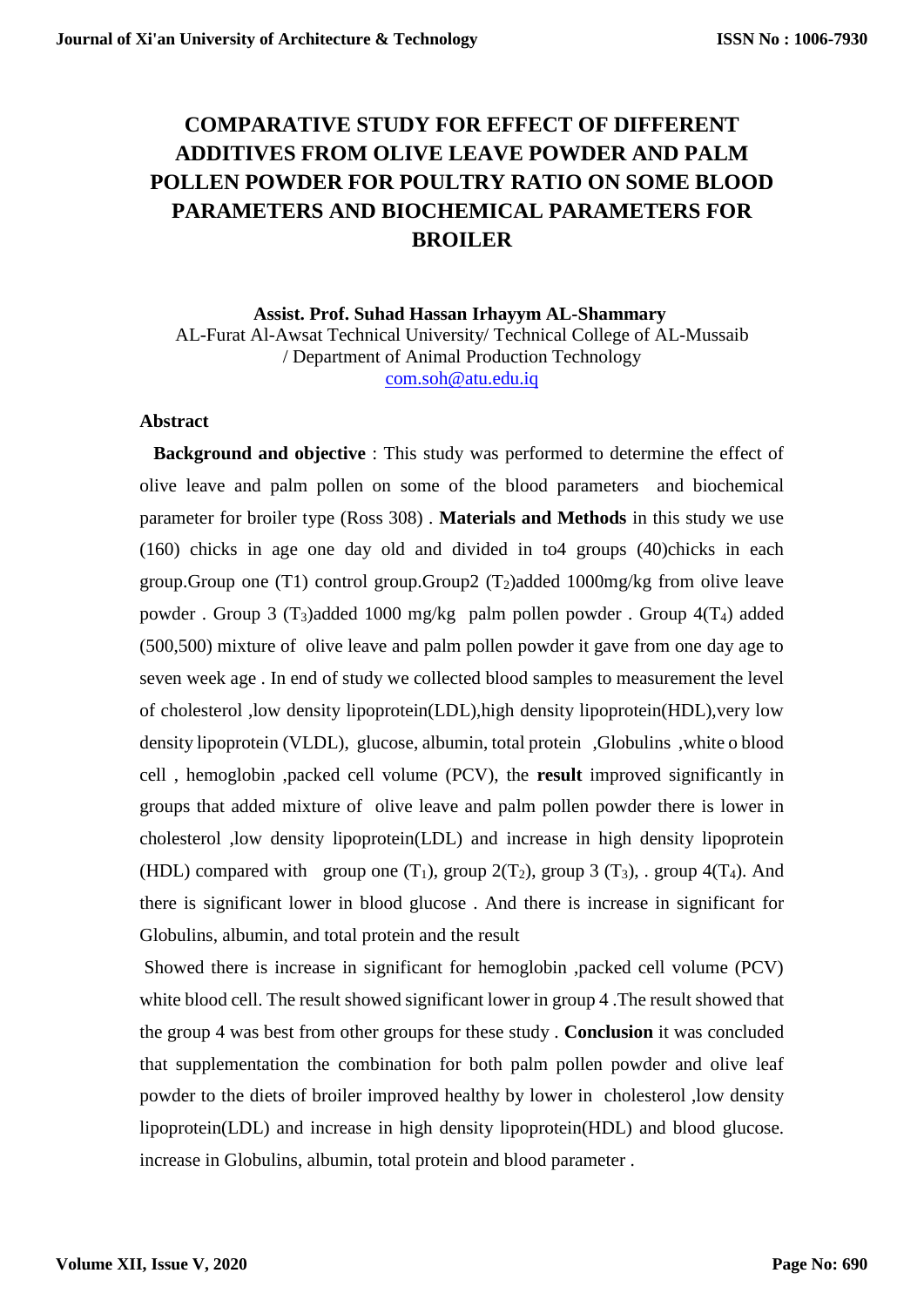# COMPARATIVE STUDY FOR EFFECT OF DIFFERENT ADDITIVES FROM OLIVE LEAVE POWDER AND PALM POLLEN POWDER FOR POULTRY RATIO ON SOME BLOOD PARAMETERS AND BIOCHEMICAL PARAMETERS FOR BROILER

**Assist. Prof. Suhad Hassan Irhayym AL-Shammary**
AL-Furat Al-Awsat Technical University/ Technical College of AL-Mussaib / Department of Animal Production Technology
com.soh@atu.edu.iq

## Abstract

**Background and objective** : This study was performed to determine the effect of olive leave and palm pollen on some of the blood parameters and biochemical parameter for broiler type (Ross 308) . **Materials and Methods** in this study we use (160) chicks in age one day old and divided in to4 groups (40)chicks in each group.Group one (T1) control group.Group2 ($T_2$)added 1000mg/kg from olive leave powder . Group 3 ($T_3$)added 1000 mg/kg palm pollen powder . Group 4($T_4$) added (500,500) mixture of olive leave and palm pollen powder it gave from one day age to seven week age . In end of study we collected blood samples to measurement the level of cholesterol ,low density lipoprotein(LDL),high density lipoprotein(HDL),very low density lipoprotein (VLDL), glucose, albumin, total protein ,Globulins ,white o blood cell , hemoglobin ,packed cell volume (PCV), the **result** improved significantly in groups that added mixture of olive leave and palm pollen powder there is lower in cholesterol ,low density lipoprotein(LDL) and increase in high density lipoprotein (HDL) compared with group one ($T_1$), group 2($T_2$), group 3 ($T_3$), . group 4($T_4$). And there is significant lower in blood glucose . And there is increase in significant for Globulins, albumin, and total protein and the result

Showed there is increase in significant for hemoglobin ,packed cell volume (PCV) white blood cell. The result showed significant lower in group 4 .The result showed that the group 4 was best from other groups for these study . **Conclusion** it was concluded that supplementation the combination for both palm pollen powder and olive leaf powder to the diets of broiler improved healthy by lower in cholesterol ,low density lipoprotein(LDL) and increase in high density lipoprotein(HDL) and blood glucose. increase in Globulins, albumin, total protein and blood parameter .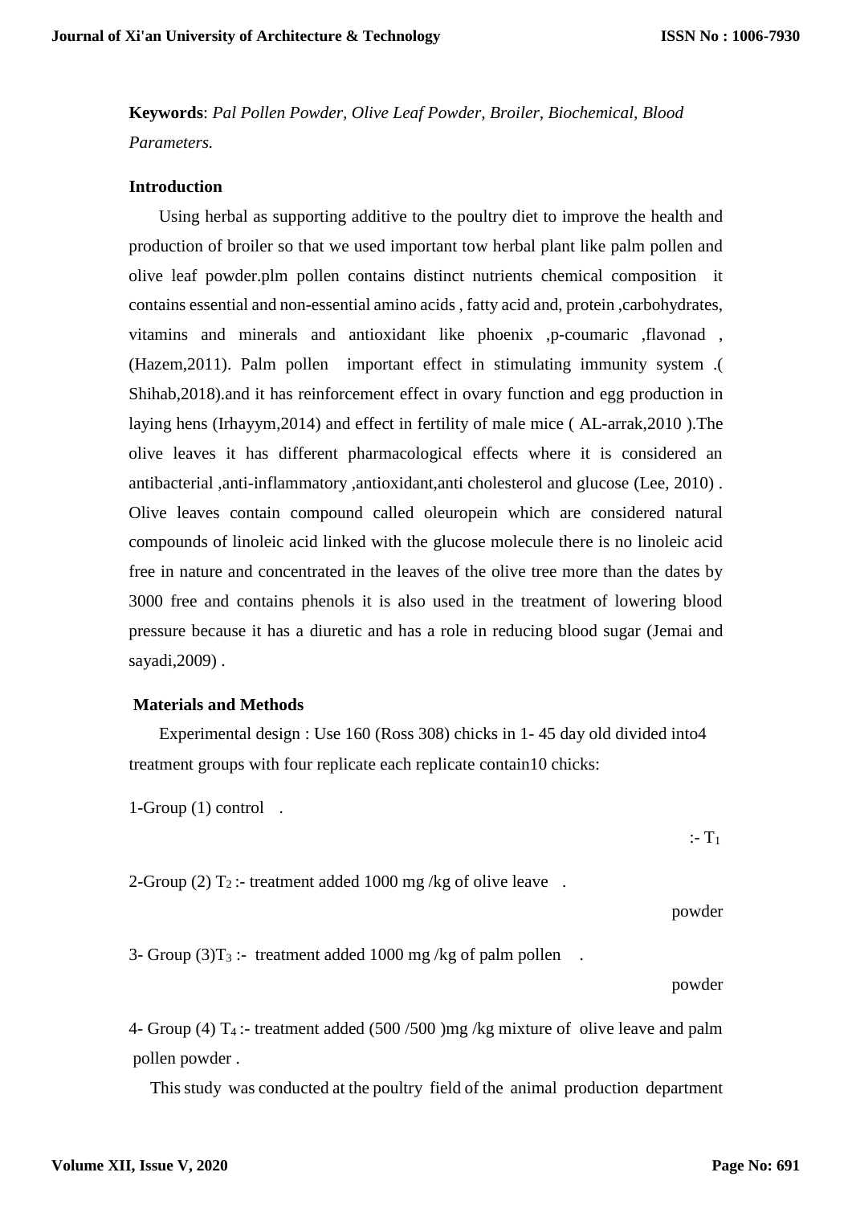**Keywords**: *Pal Pollen Powder, Olive Leaf Powder, Broiler, Biochemical, Blood Parameters.*

**Introduction**

Using herbal as supporting additive to the poultry diet to improve the health and production of broiler so that we used important tow herbal plant like palm pollen and olive leaf powder.plm pollen contains distinct nutrients chemical composition it contains essential and non-essential amino acids , fatty acid and, protein ,carbohydrates, vitamins and minerals and antioxidant like phoenix ,p-coumaric ,flavonad , (Hazem,2011). Palm pollen important effect in stimulating immunity system .( Shihab,2018).and it has reinforcement effect in ovary function and egg production in laying hens (Irhayym,2014) and effect in fertility of male mice ( AL-arrak,2010 ).The olive leaves it has different pharmacological effects where it is considered an antibacterial ,anti-inflammatory ,antioxidant,anti cholesterol and glucose (Lee, 2010) . Olive leaves contain compound called oleuropein which are considered natural compounds of linoleic acid linked with the glucose molecule there is no linoleic acid free in nature and concentrated in the leaves of the olive tree more than the dates by 3000 free and contains phenols it is also used in the treatment of lowering blood pressure because it has a diuretic and has a role in reducing blood sugar (Jemai and sayadi,2009) .

**Materials and Methods**

Experimental design : Use 160 (Ross 308) chicks in 1- 45 day old divided into4 treatment groups with four replicate each replicate contain10 chicks:

1-Group (1) control :- $T_1$.

2-Group (2) $T_2$ :- treatment added 1000 mg /kg of olive leave powder.

3- Group (3)$T_3$ :- treatment added 1000 mg /kg of palm pollen powder.

4- Group (4) $T_4$ :- treatment added (500 /500 )mg /kg mixture of olive leave and palm pollen powder .

This study was conducted at the poultry field of the animal production department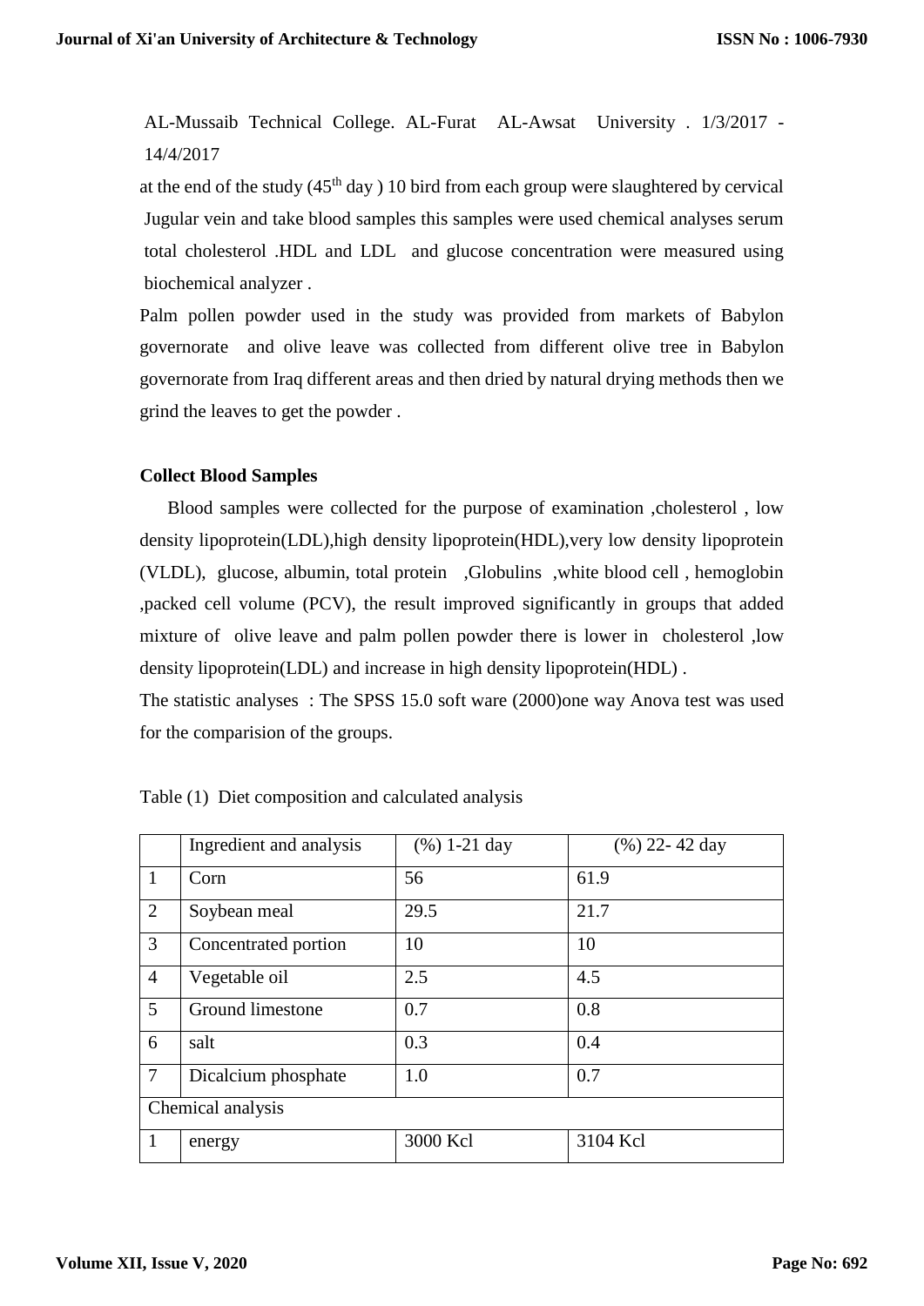AL-Mussaib Technical College. AL-Furat AL-Awsat University . 1/3/2017 - 14/4/2017

at the end of the study (45th day ) 10 bird from each group were slaughtered by cervical Jugular vein and take blood samples this samples were used chemical analyses serum total cholesterol .HDL and LDL and glucose concentration were measured using biochemical analyzer .

Palm pollen powder used in the study was provided from markets of Babylon governorate and olive leave was collected from different olive tree in Babylon governorate from Iraq different areas and then dried by natural drying methods then we grind the leaves to get the powder .

**Collect Blood Samples**

Blood samples were collected for the purpose of examination ,cholesterol , low density lipoprotein(LDL),high density lipoprotein(HDL),very low density lipoprotein (VLDL), glucose, albumin, total protein ,Globulins ,white blood cell , hemoglobin ,packed cell volume (PCV), the result improved significantly in groups that added mixture of olive leave and palm pollen powder there is lower in cholesterol ,low density lipoprotein(LDL) and increase in high density lipoprotein(HDL) .

The statistic analyses : The SPSS 15.0 soft ware (2000)one way Anova test was used for the comparision of the groups.

Table (1) Diet composition and calculated analysis

| | Ingredient and analysis | (%) 1-21 day | (%) 22- 42 day |
|---|---|---|---|
| 1 | Corn | 56 | 61.9 |
| 2 | Soybean meal | 29.5 | 21.7 |
| 3 | Concentrated portion | 10 | 10 |
| 4 | Vegetable oil | 2.5 | 4.5 |
| 5 | Ground limestone | 0.7 | 0.8 |
| 6 | salt | 0.3 | 0.4 |
| 7 | Dicalcium phosphate | 1.0 | 0.7 |
| Chemical analysis | | | |
| 1 | energy | 3000 Kcl | 3104 Kcl |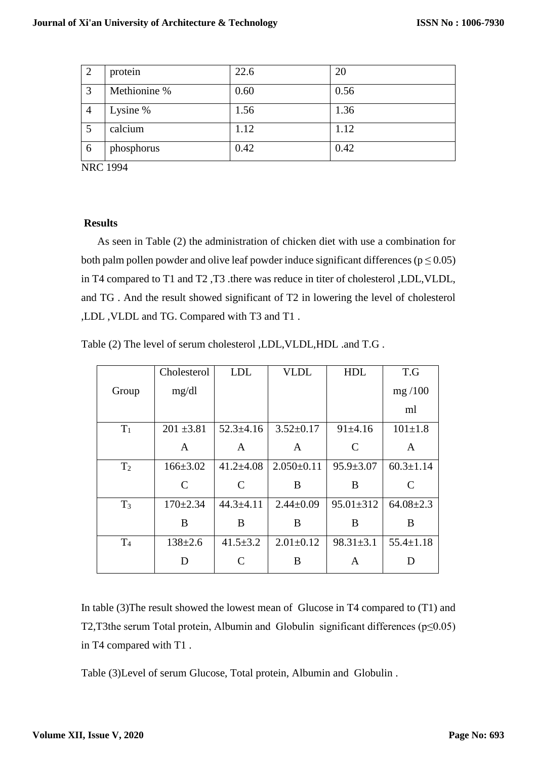| 2 | protein | 22.6 | 20 |
|---|---|---|---|
| 3 | Methionine % | 0.60 | 0.56 |
| 4 | Lysine % | 1.56 | 1.36 |
| 5 | calcium | 1.12 | 1.12 |
| 6 | phosphorus | 0.42 | 0.42 |

NRC 1994

**Results**

As seen in Table (2) the administration of chicken diet with use a combination for both palm pollen powder and olive leaf powder induce significant differences ($p \leq 0.05$) in T4 compared to T1 and T2 ,T3 .there was reduce in titer of cholesterol ,LDL,VLDL, and TG . And the result showed significant of T2 in lowering the level of cholesterol ,LDL ,VLDL and TG. Compared with T3 and T1 .

Table (2) The level of serum cholesterol ,LDL,VLDL,HDL .and T.G .

| Group | Cholesterol mg/dl | LDL | VLDL | HDL | T.G mg /100 ml |
|---|---|---|---|---|---|
| $T_1$ | 201 ±3.81 A | 52.3±4.16 A | 3.52±0.17 A | 91±4.16 C | 101±1.8 A |
| $T_2$ | 166±3.02 C | 41.2±4.08 C | 2.050±0.11 B | 95.9±3.07 B | 60.3±1.14 C |
| $T_3$ | 170±2.34 B | 44.3±4.11 B | 2.44±0.09 B | 95.01±312 B | 64.08±2.3 B |
| $T_4$ | 138±2.6 D | 41.5±3.2 C | 2.01±0.12 B | 98.31±3.1 A | 55.4±1.18 D |

In table (3)The result showed the lowest mean of Glucose in T4 compared to (T1) and T2,T3the serum Total protein, Albumin and Globulin significant differences ($p \leq 0.05$) in T4 compared with T1 .

Table (3)Level of serum Glucose, Total protein, Albumin and Globulin .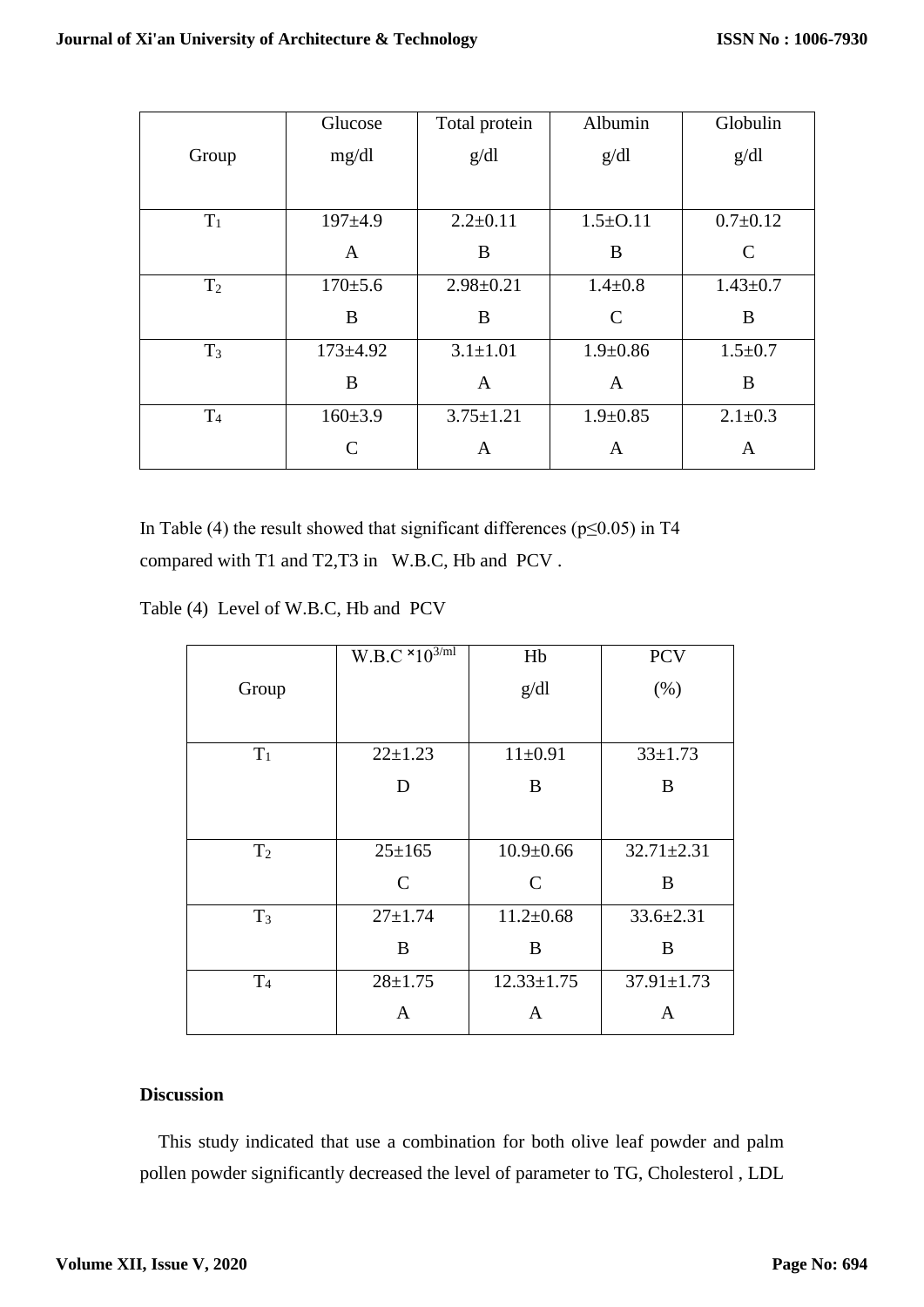| Group | Glucose mg/dl | Total protein g/dl | Albumin g/dl | Globulin g/dl |
|---|---|---|---|---|
| $T_1$ | 197±4.9 A | 2.2±0.11 B | 1.5±O.11 B | 0.7±0.12 C |
| $T_2$ | 170±5.6 B | 2.98±0.21 B | 1.4±0.8 C | 1.43±0.7 B |
| $T_3$ | 173±4.92 B | 3.1±1.01 A | 1.9±0.86 A | 1.5±0.7 B |
| $T_4$ | 160±3.9 C | 3.75±1.21 A | 1.9±0.85 A | 2.1±0.3 A |

In Table (4) the result showed that significant differences ($p \leq 0.05$) in T4 compared with T1 and T2,T3 in W.B.C, Hb and PCV .

Table (4) Level of W.B.C, Hb and PCV

| Group | W.B.C ×$10^{3/ml}$ | Hb g/dl | PCV (%) |
|---|---|---|---|
| $T_1$ | 22±1.23 D | 11±0.91 B | 33±1.73 B |
| $T_2$ | 25±165 C | 10.9±0.66 C | 32.71±2.31 B |
| $T_3$ | 27±1.74 B | 11.2±0.68 B | 33.6±2.31 B |
| $T_4$ | 28±1.75 A | 12.33±1.75 A | 37.91±1.73 A |

**Discussion**

This study indicated that use a combination for both olive leaf powder and palm pollen powder significantly decreased the level of parameter to TG, Cholesterol , LDL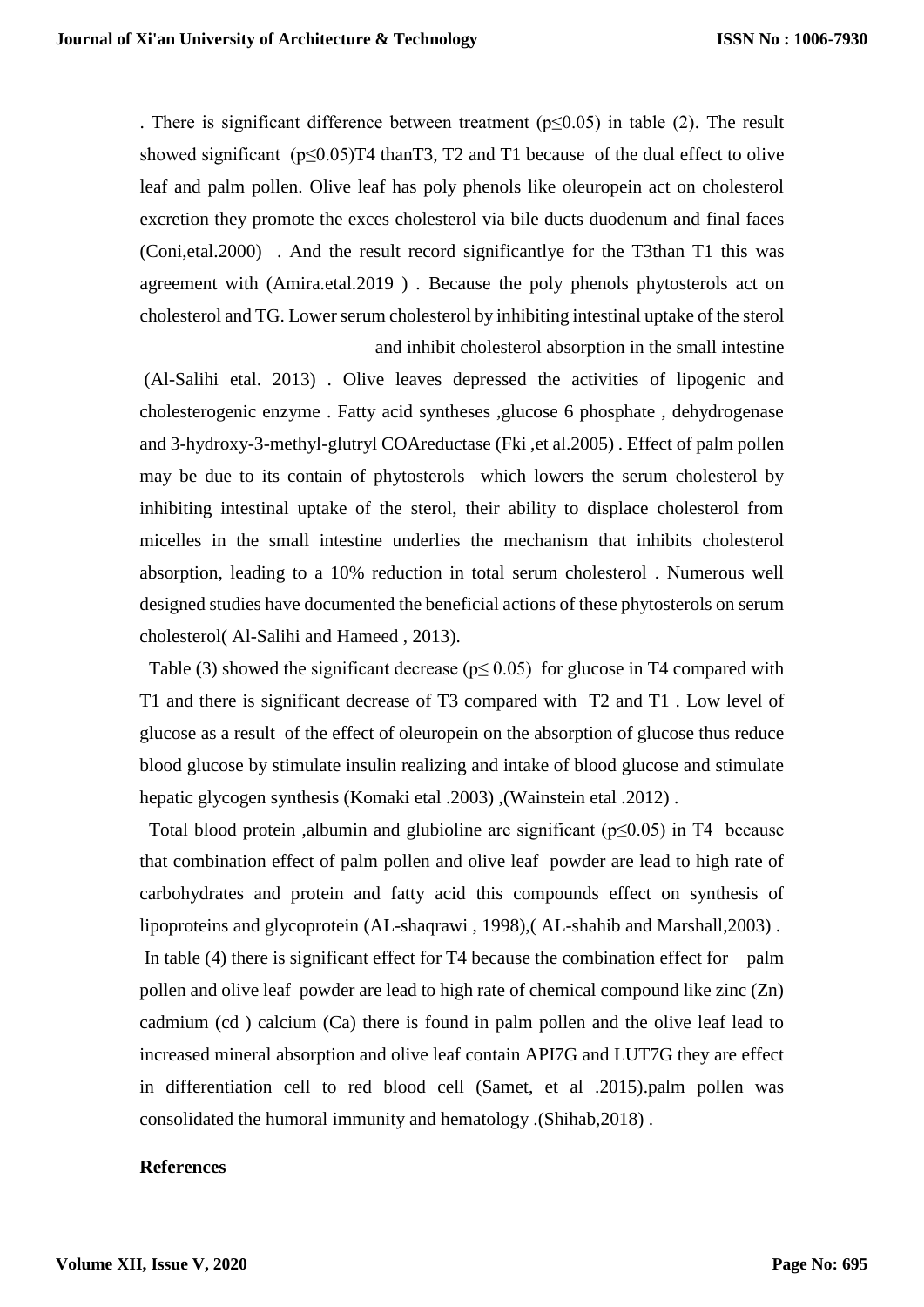. There is significant difference between treatment ($p \leq 0.05$) in table (2). The result showed significant ($p \leq 0.05$)T4 thanT3, T2 and T1 because of the dual effect to olive leaf and palm pollen. Olive leaf has poly phenols like oleuropein act on cholesterol excretion they promote the exces cholesterol via bile ducts duodenum and final faces (Coni,etal.2000) . And the result record significantlye for the T3than T1 this was agreement with (Amira.etal.2019 ) . Because the poly phenols phytosterols act on cholesterol and TG. Lower serum cholesterol by inhibiting intestinal uptake of the sterol and inhibit cholesterol absorption in the small intestine (Al-Salihi etal. 2013) . Olive leaves depressed the activities of lipogenic and cholesterogenic enzyme . Fatty acid syntheses ,glucose 6 phosphate , dehydrogenase and 3-hydroxy-3-methyl-glutryl COAreductase (Fki ,et al.2005) . Effect of palm pollen may be due to its contain of phytosterols which lowers the serum cholesterol by inhibiting intestinal uptake of the sterol, their ability to displace cholesterol from micelles in the small intestine underlies the mechanism that inhibits cholesterol absorption, leading to a 10% reduction in total serum cholesterol . Numerous well designed studies have documented the beneficial actions of these phytosterols on serum cholesterol( Al-Salihi and Hameed , 2013).

Table (3) showed the significant decrease ($p \leq 0.05$) for glucose in T4 compared with T1 and there is significant decrease of T3 compared with T2 and T1 . Low level of glucose as a result of the effect of oleuropein on the absorption of glucose thus reduce blood glucose by stimulate insulin realizing and intake of blood glucose and stimulate hepatic glycogen synthesis (Komaki etal .2003) ,(Wainstein etal .2012) .

Total blood protein ,albumin and glubioline are significant ($p \leq 0.05$) in T4 because that combination effect of palm pollen and olive leaf powder are lead to high rate of carbohydrates and protein and fatty acid this compounds effect on synthesis of lipoproteins and glycoprotein (AL-shaqrawi , 1998),( AL-shahib and Marshall,2003) .

In table (4) there is significant effect for T4 because the combination effect for palm pollen and olive leaf powder are lead to high rate of chemical compound like zinc (Zn) cadmium (cd ) calcium (Ca) there is found in palm pollen and the olive leaf lead to increased mineral absorption and olive leaf contain API7G and LUT7G they are effect in differentiation cell to red blood cell (Samet, et al .2015).palm pollen was consolidated the humoral immunity and hematology .(Shihab,2018) .

**References**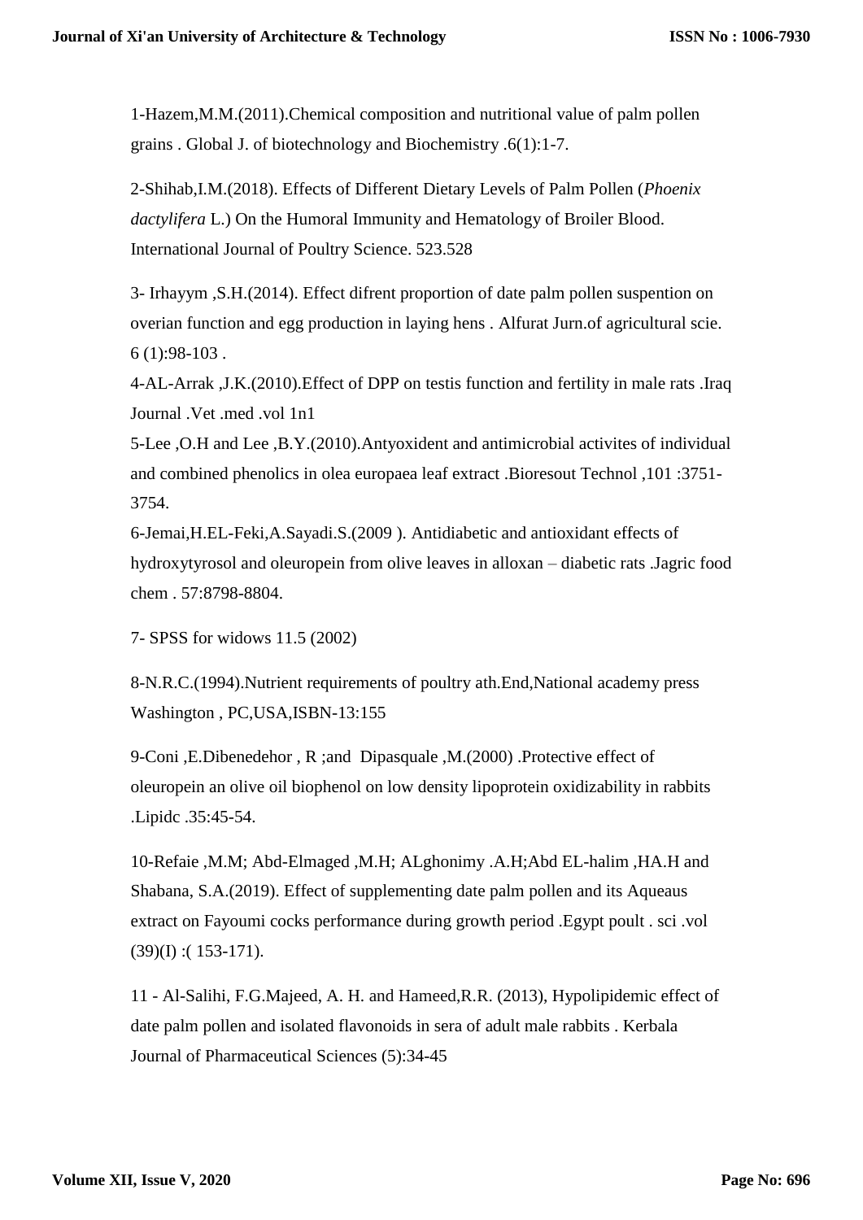1-Hazem,M.M.(2011).Chemical composition and nutritional value of palm pollen grains . Global J. of biotechnology and Biochemistry .6(1):1-7.

2-Shihab,I.M.(2018). Effects of Different Dietary Levels of Palm Pollen (*Phoenix dactylifera* L.) On the Humoral Immunity and Hematology of Broiler Blood. International Journal of Poultry Science. 523.528

3- Irhayym ,S.H.(2014). Effect difrent proportion of date palm pollen suspention on overian function and egg production in laying hens . Alfurat Jurn.of agricultural scie. 6 (1):98-103 .

4-AL-Arrak ,J.K.(2010).Effect of DPP on testis function and fertility in male rats .Iraq Journal .Vet .med .vol 1n1

5-Lee ,O.H and Lee ,B.Y.(2010).Antyoxident and antimicrobial activites of individual and combined phenolics in olea europaea leaf extract .Bioresout Technol ,101 :3751-3754.

6-Jemai,H.EL-Feki,A.Sayadi.S.(2009 ). Antidiabetic and antioxidant effects of hydroxytyrosol and oleuropein from olive leaves in alloxan – diabetic rats .Jagric food chem . 57:8798-8804.

7- SPSS for widows 11.5 (2002)

8-N.R.C.(1994).Nutrient requirements of poultry ath.End,National academy press Washington , PC,USA,ISBN-13:155

9-Coni ,E.Dibenedehor , R ;and Dipasquale ,M.(2000) .Protective effect of oleuropein an olive oil biophenol on low density lipoprotein oxidizability in rabbits .Lipidc .35:45-54.

10-Refaie ,M.M; Abd-Elmaged ,M.H; ALghonimy .A.H;Abd EL-halim ,HA.H and Shabana, S.A.(2019). Effect of supplementing date palm pollen and its Aqueaus extract on Fayoumi cocks performance during growth period .Egypt poult . sci .vol (39)(I) :( 153-171).

11 - Al-Salihi, F.G.Majeed, A. H. and Hameed,R.R. (2013), Hypolipidemic effect of date palm pollen and isolated flavonoids in sera of adult male rabbits . Kerbala Journal of Pharmaceutical Sciences (5):34-45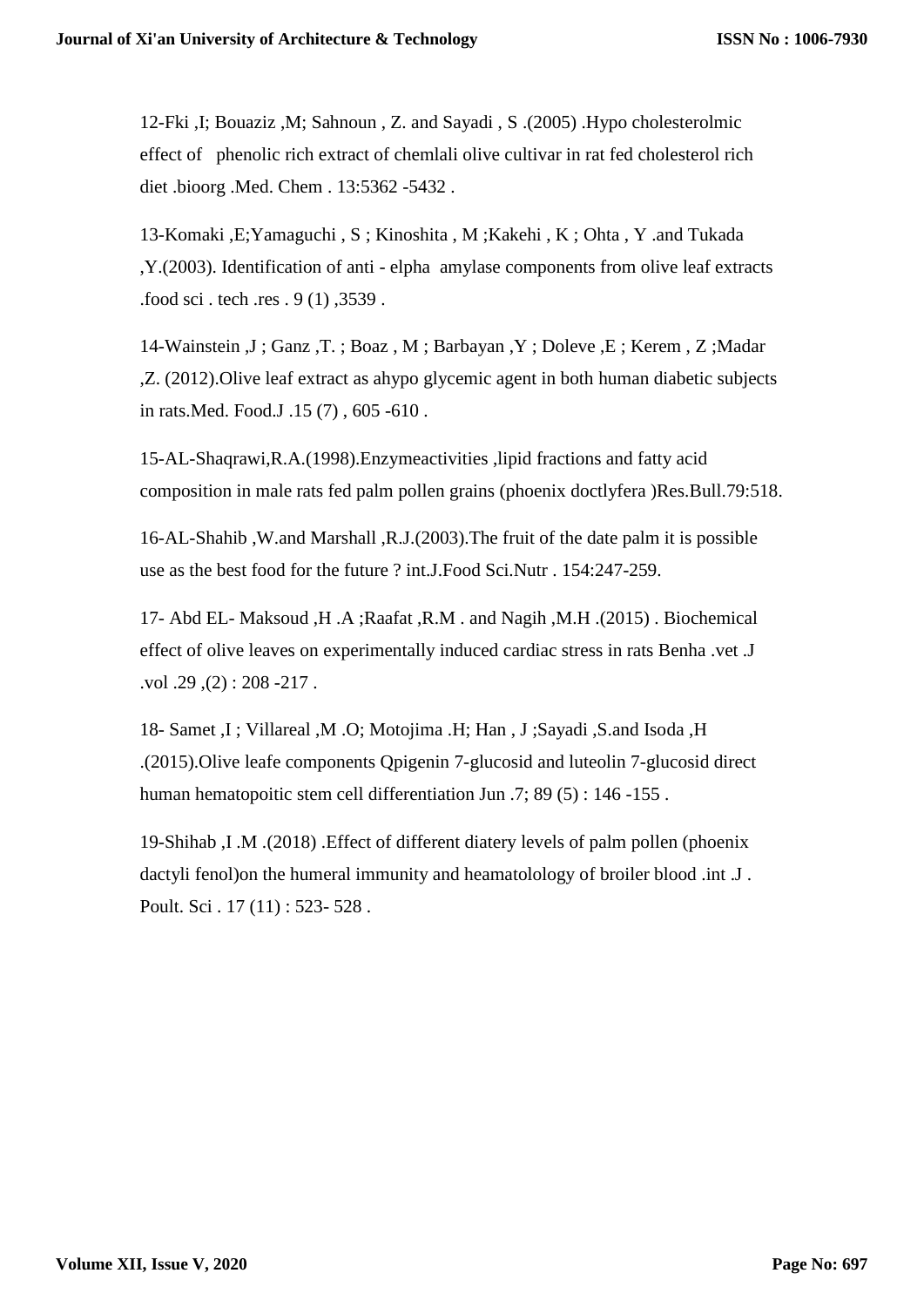12-Fki ,I; Bouaziz ,M; Sahnoun , Z. and Sayadi , S .(2005) .Hypo cholesterolmic effect of phenolic rich extract of chemlali olive cultivar in rat fed cholesterol rich diet .bioorg .Med. Chem . 13:5362 -5432 .

13-Komaki ,E;Yamaguchi , S ; Kinoshita , M ;Kakehi , K ; Ohta , Y .and Tukada ,Y.(2003). Identification of anti - elpha amylase components from olive leaf extracts .food sci . tech .res . 9 (1) ,3539 .

14-Wainstein ,J ; Ganz ,T. ; Boaz , M ; Barbayan ,Y ; Doleve ,E ; Kerem , Z ;Madar ,Z. (2012).Olive leaf extract as ahypo glycemic agent in both human diabetic subjects in rats.Med. Food.J .15 (7) , 605 -610 .

15-AL-Shaqrawi,R.A.(1998).Enzymeactivities ,lipid fractions and fatty acid composition in male rats fed palm pollen grains (phoenix doctlyfera )Res.Bull.79:518.

16-AL-Shahib ,W.and Marshall ,R.J.(2003).The fruit of the date palm it is possible use as the best food for the future ? int.J.Food Sci.Nutr . 154:247-259.

17- Abd EL- Maksoud ,H .A ;Raafat ,R.M . and Nagih ,M.H .(2015) . Biochemical effect of olive leaves on experimentally induced cardiac stress in rats Benha .vet .J .vol .29 ,(2) : 208 -217 .

18- Samet ,I ; Villareal ,M .O; Motojima .H; Han , J ;Sayadi ,S.and Isoda ,H .(2015).Olive leafe components Qpigenin 7-glucosid and luteolin 7-glucosid direct human hematopoitic stem cell differentiation Jun .7; 89 (5) : 146 -155 .

19-Shihab ,I .M .(2018) .Effect of different diatery levels of palm pollen (phoenix dactyli fenol)on the humeral immunity and heamatolology of broiler blood .int .J . Poult. Sci . 17 (11) : 523- 528 .